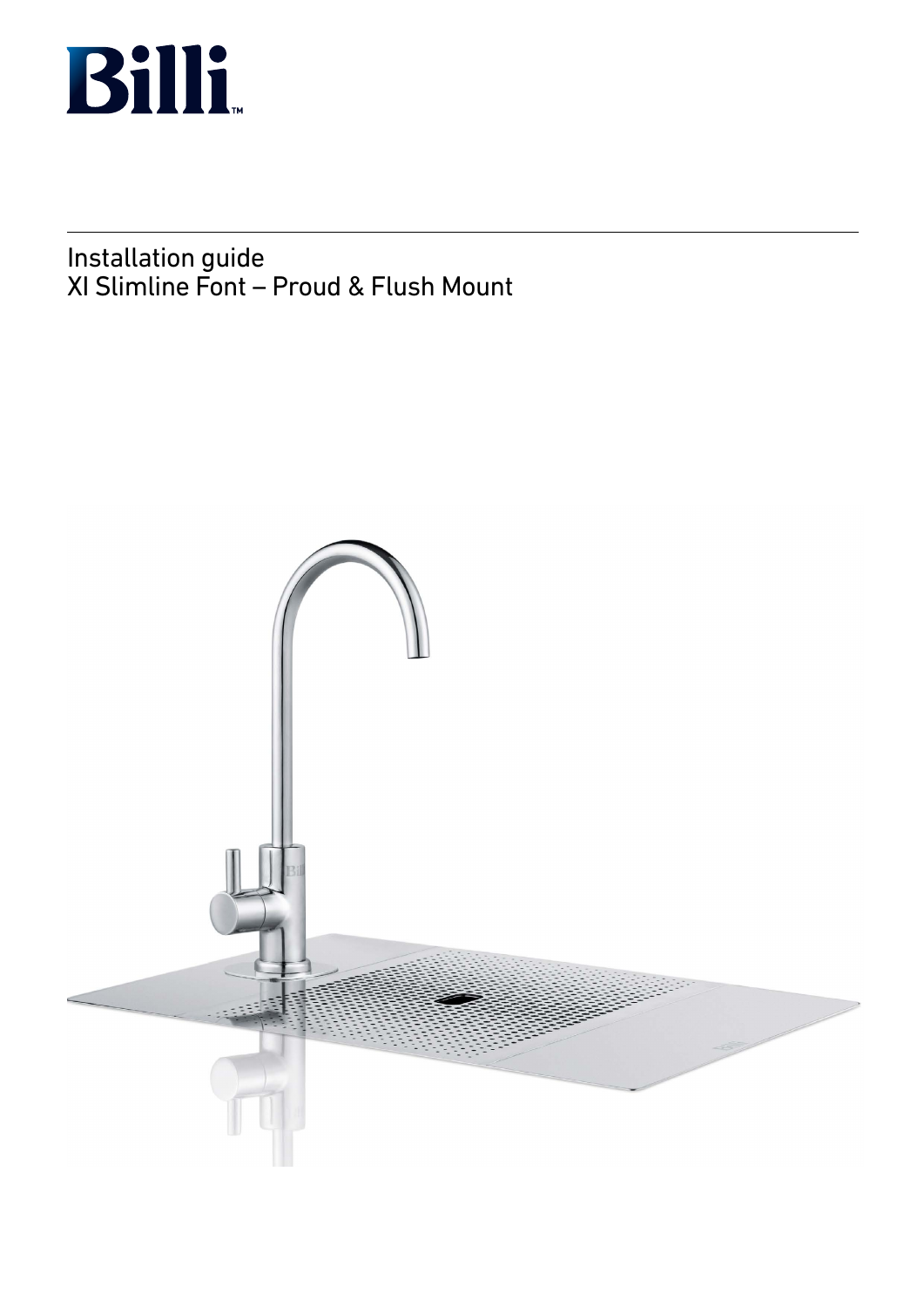# Billi

Installation guide
XI Slimline Font – Proud & Flush Mount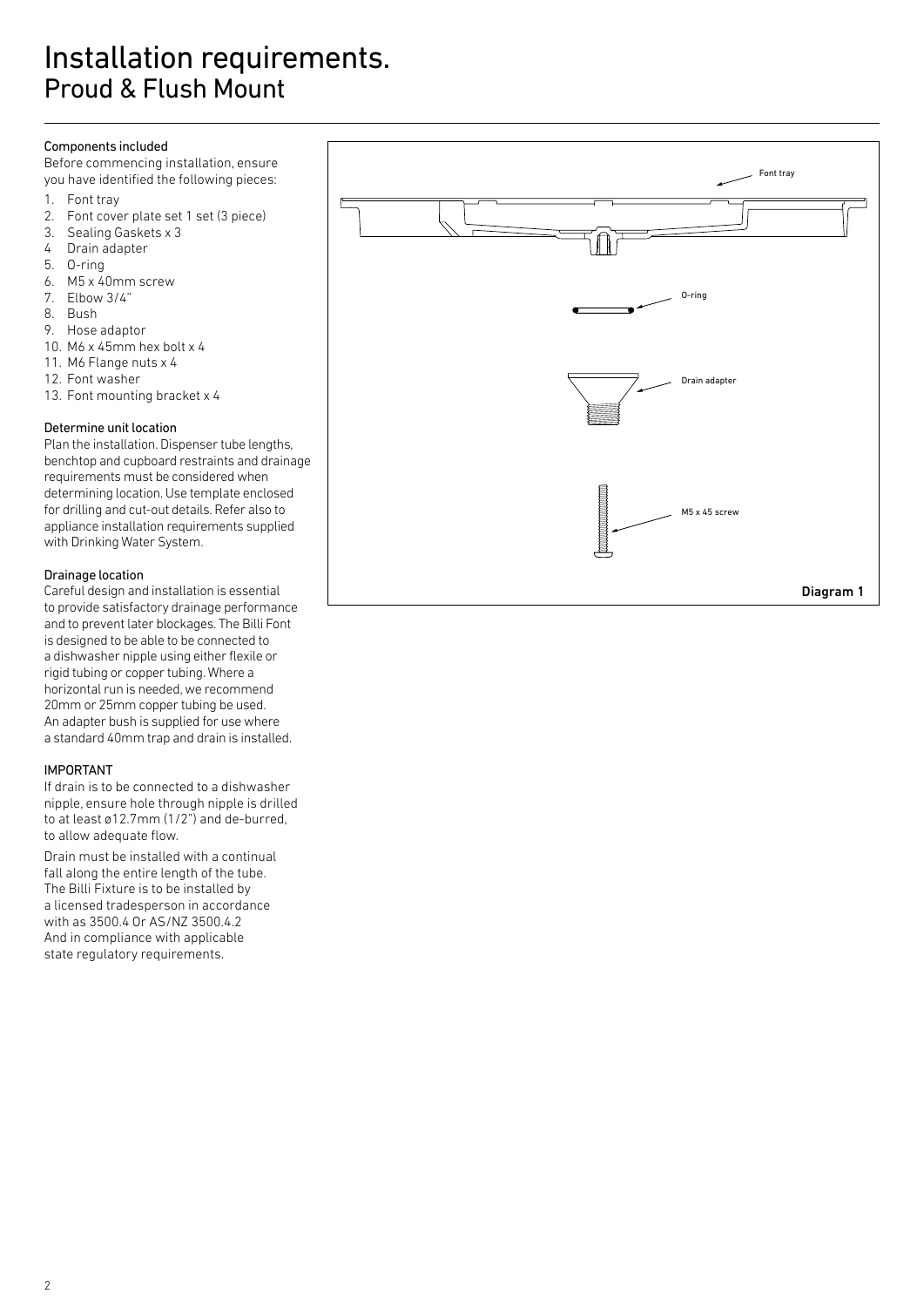# Installation requirements.
## Proud & Flush Mount

### Components included

Before commencing installation, ensure you have identified the following pieces:

1. Font tray
2. Font cover plate set 1 set (3 piece)
3. Sealing Gaskets x 3
4. Drain adapter
5. O-ring
6. M5 x 40mm screw
7. Elbow 3/4"
8. Bush
9. Hose adaptor
10. M6 x 45mm hex bolt x 4
11. M6 Flange nuts x 4
12. Font washer
13. Font mounting bracket x 4

### Determine unit location

Plan the installation. Dispenser tube lengths, benchtop and cupboard restraints and drainage requirements must be considered when determining location. Use template enclosed for drilling and cut-out details. Refer also to appliance installation requirements supplied with Drinking Water System.

### Drainage location

Careful design and installation is essential to provide satisfactory drainage performance and to prevent later blockages. The Billi Font is designed to be able to be connected to a dishwasher nipple using either flexile or rigid tubing or copper tubing. Where a horizontal run is needed, we recommend 20mm or 25mm copper tubing be used. An adapter bush is supplied for use where a standard 40mm trap and drain is installed.

### IMPORTANT

If drain is to be connected to a dishwasher nipple, ensure hole through nipple is drilled to at least ø12.7mm (1/2") and de-burred, to allow adequate flow.

Drain must be installed with a continual fall along the entire length of the tube. The Billi Fixture is to be installed by a licensed tradesperson in accordance with as 3500.4 Or AS/NZ 3500.4.2 And in compliance with applicable state regulatory requirements.

Font tray

O-ring

Drain adapter

M5 x 45 screw

Diagram 1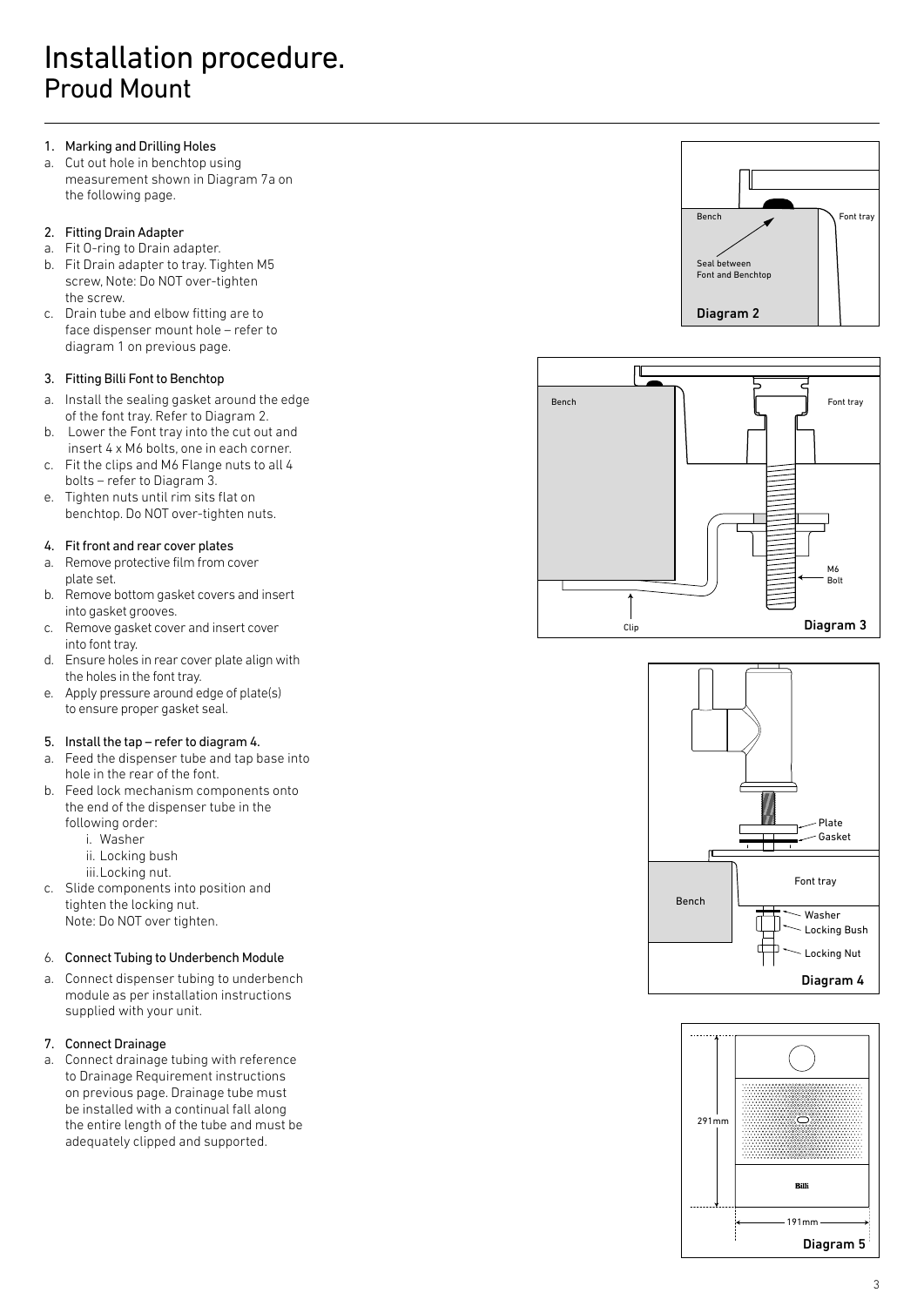# Installation procedure.
## Proud Mount

### 1. Marking and Drilling Holes

a. Cut out hole in benchtop using measurement shown in Diagram 7a on the following page.

### 2. Fitting Drain Adapter

a. Fit O-ring to Drain adapter.
b. Fit Drain adapter to tray. Tighten M5 screw, Note: Do NOT over-tighten the screw.
c. Drain tube and elbow fitting are to face dispenser mount hole – refer to diagram 1 on previous page.

### 3. Fitting Billi Font to Benchtop

a. Install the sealing gasket around the edge of the font tray. Refer to Diagram 2.
b. Lower the Font tray into the cut out and insert 4 x M6 bolts, one in each corner.
c. Fit the clips and M6 Flange nuts to all 4 bolts – refer to Diagram 3.
e. Tighten nuts until rim sits flat on benchtop. Do NOT over-tighten nuts.

### 4. Fit front and rear cover plates

a. Remove protective film from cover plate set.
b. Remove bottom gasket covers and insert into gasket grooves.
c. Remove gasket cover and insert cover into font tray.
d. Ensure holes in rear cover plate align with the holes in the font tray.
e. Apply pressure around edge of plate(s) to ensure proper gasket seal.

### 5. Install the tap – refer to diagram 4.

a. Feed the dispenser tube and tap base into hole in the rear of the font.
b. Feed lock mechanism components onto the end of the dispenser tube in the following order:
   i. Washer
   ii. Locking bush
   iii. Locking nut.
c. Slide components into position and tighten the locking nut. Note: Do NOT over tighten.

### 6. Connect Tubing to Underbench Module

a. Connect dispenser tubing to underbench module as per installation instructions supplied with your unit.

### 7. Connect Drainage

a. Connect drainage tubing with reference to Drainage Requirement instructions on previous page. Drainage tube must be installed with a continual fall along the entire length of the tube and must be adequately clipped and supported.

Bench
Font tray
Seal between Font and Benchtop
Diagram 2

Bench
Font tray
M6 Bolt
Clip
Diagram 3

Plate
Gasket
Font tray
Bench
Washer
Locking Bush
Locking Nut
Diagram 4

291mm
Billi
191mm
Diagram 5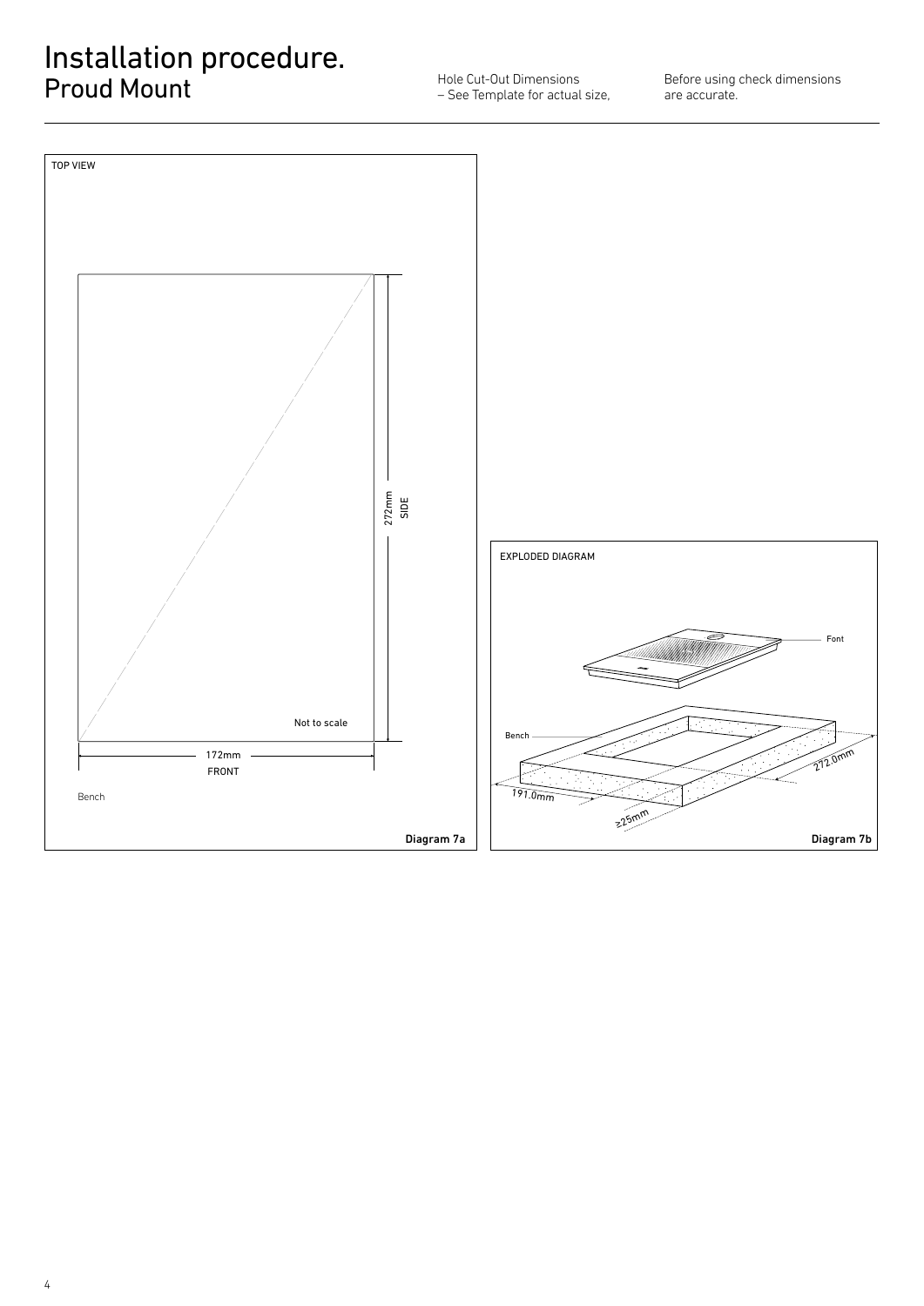# Installation procedure.
## Proud Mount

Hole Cut-Out Dimensions
– See Template for actual size,

Before using check dimensions are accurate.

TOP VIEW

272mm
SIDE

Not to scale

172mm
FRONT

Bench

Diagram 7a

EXPLODED DIAGRAM

Font

Bench

272.0mm

191.0mm

≥25mm

Diagram 7b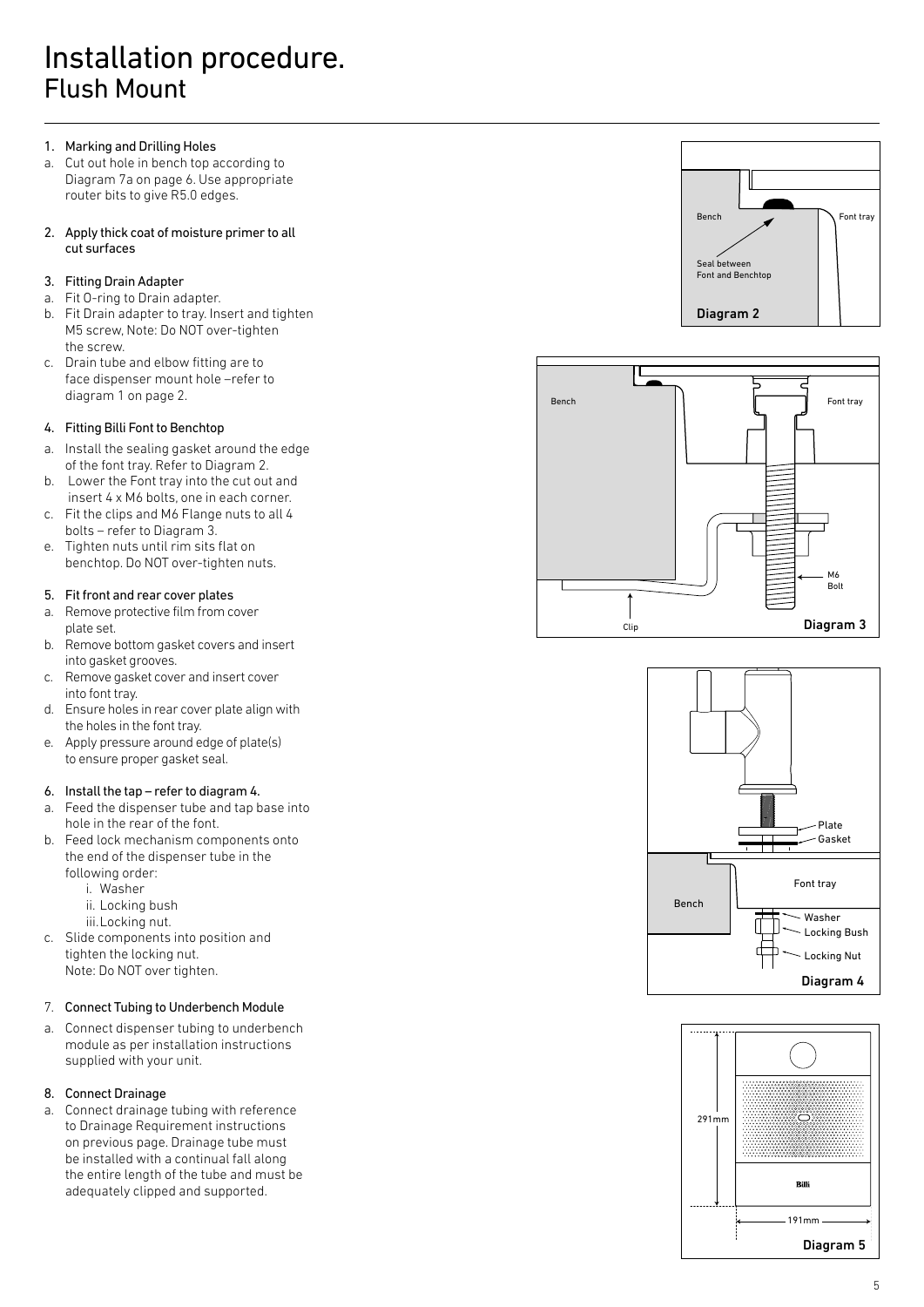# Installation procedure.
## Flush Mount

1. Marking and Drilling Holes
   a. Cut out hole in bench top according to Diagram 7a on page 6. Use appropriate router bits to give R5.0 edges.

2. Apply thick coat of moisture primer to all cut surfaces

3. Fitting Drain Adapter
   a. Fit O-ring to Drain adapter.
   b. Fit Drain adapter to tray. Insert and tighten M5 screw, Note: Do NOT over-tighten the screw.
   c. Drain tube and elbow fitting are to face dispenser mount hole –refer to diagram 1 on page 2.

4. Fitting Billi Font to Benchtop
   a. Install the sealing gasket around the edge of the font tray. Refer to Diagram 2.
   b. Lower the Font tray into the cut out and insert 4 x M6 bolts, one in each corner.
   c. Fit the clips and M6 Flange nuts to all 4 bolts – refer to Diagram 3.
   e. Tighten nuts until rim sits flat on benchtop. Do NOT over-tighten nuts.

5. Fit front and rear cover plates
   a. Remove protective film from cover plate set.
   b. Remove bottom gasket covers and insert into gasket grooves.
   c. Remove gasket cover and insert cover into font tray.
   d. Ensure holes in rear cover plate align with the holes in the font tray.
   e. Apply pressure around edge of plate(s) to ensure proper gasket seal.

6. Install the tap – refer to diagram 4.
   a. Feed the dispenser tube and tap base into hole in the rear of the font.
   b. Feed lock mechanism components onto the end of the dispenser tube in the following order:
      i. Washer
      ii. Locking bush
      iii. Locking nut.
   c. Slide components into position and tighten the locking nut. Note: Do NOT over tighten.

7. Connect Tubing to Underbench Module
   a. Connect dispenser tubing to underbench module as per installation instructions supplied with your unit.

8. Connect Drainage
   a. Connect drainage tubing with reference to Drainage Requirement instructions on previous page. Drainage tube must be installed with a continual fall along the entire length of the tube and must be adequately clipped and supported.

Bench
Font tray
Seal between Font and Benchtop
Diagram 2

Bench
Font tray
M6 Bolt
Clip
Diagram 3

Plate
Gasket
Font tray
Bench
Washer
Locking Bush
Locking Nut
Diagram 4

291mm
Billi
191mm
Diagram 5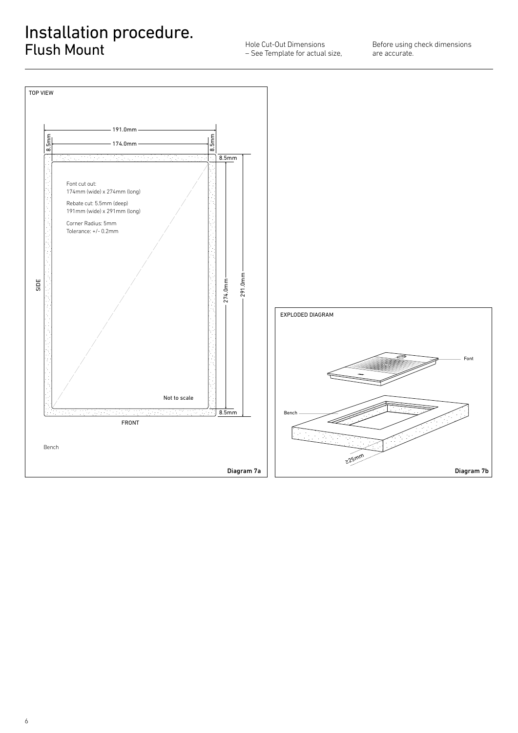# Installation procedure.
## Flush Mount

Hole Cut-Out Dimensions
– See Template for actual size,

Before using check dimensions are accurate.

TOP VIEW

191.0mm

174.0mm

8.5mm

8.5mm

8.5mm

Font cut out:
174mm (wide) x 274mm (long)

Rebate cut: 5.5mm (deep)
191mm (wide) x 291mm (long)

Corner Radius: 5mm
Tolerance: +/- 0.2mm

SIDE

274.0mm

291.0mm

Not to scale

8.5mm

FRONT

Bench

Diagram 7a

EXPLODED DIAGRAM

Font

Bench

≥25mm

Diagram 7b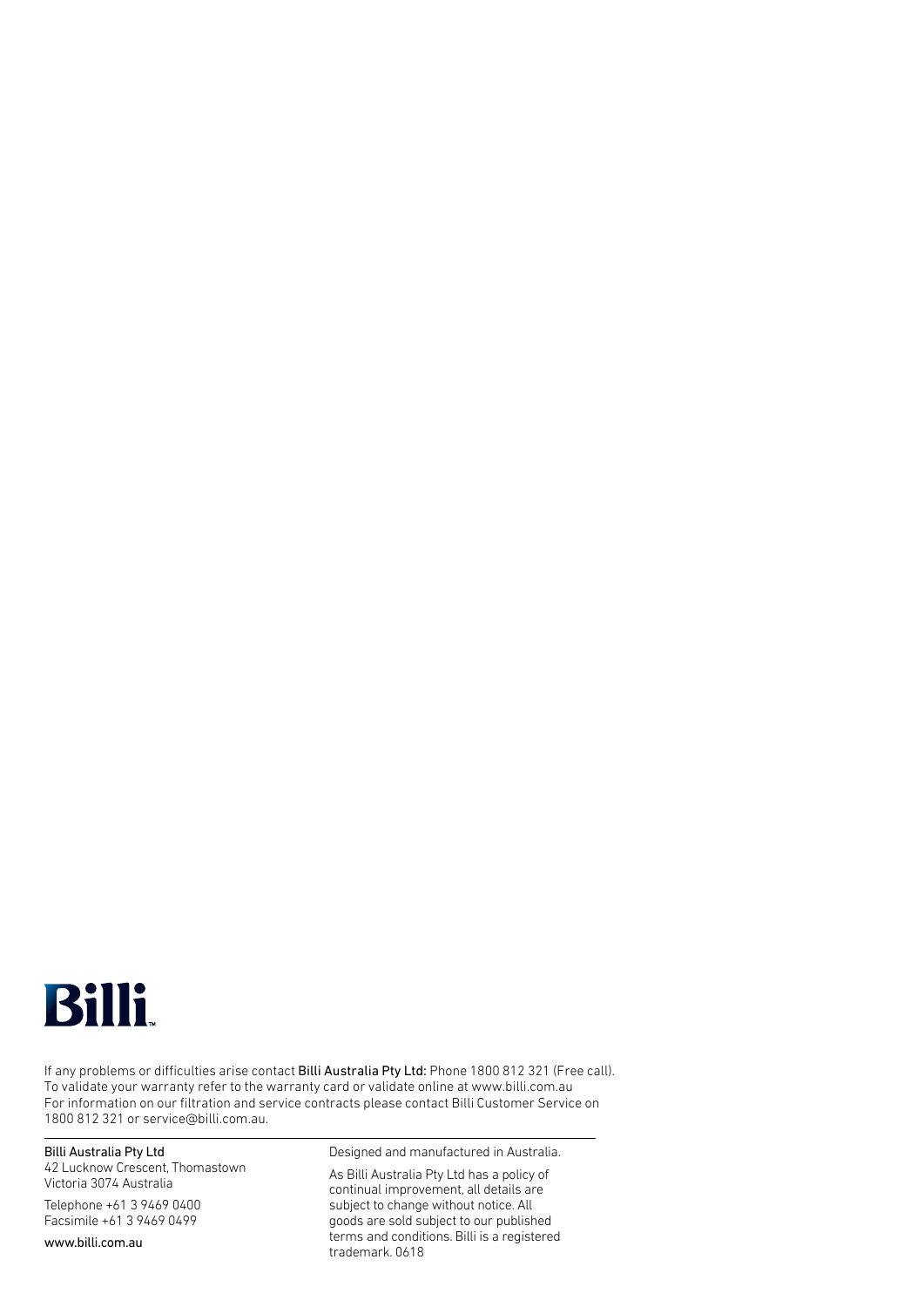**Billi**™

If any problems or difficulties arise contact **Billi Australia Pty Ltd:** Phone 1800 812 321 (Free call).
To validate your warranty refer to the warranty card or validate online at www.billi.com.au
For information on our filtration and service contracts please contact Billi Customer Service on 1800 812 321 or service@billi.com.au.

Billi Australia Pty Ltd
42 Lucknow Crescent, Thomastown
Victoria 3074 Australia

Telephone +61 3 9469 0400
Facsimile +61 3 9469 0499

www.billi.com.au

Designed and manufactured in Australia.

As Billi Australia Pty Ltd has a policy of continual improvement, all details are subject to change without notice. All goods are sold subject to our published terms and conditions. Billi is a registered trademark. 0618